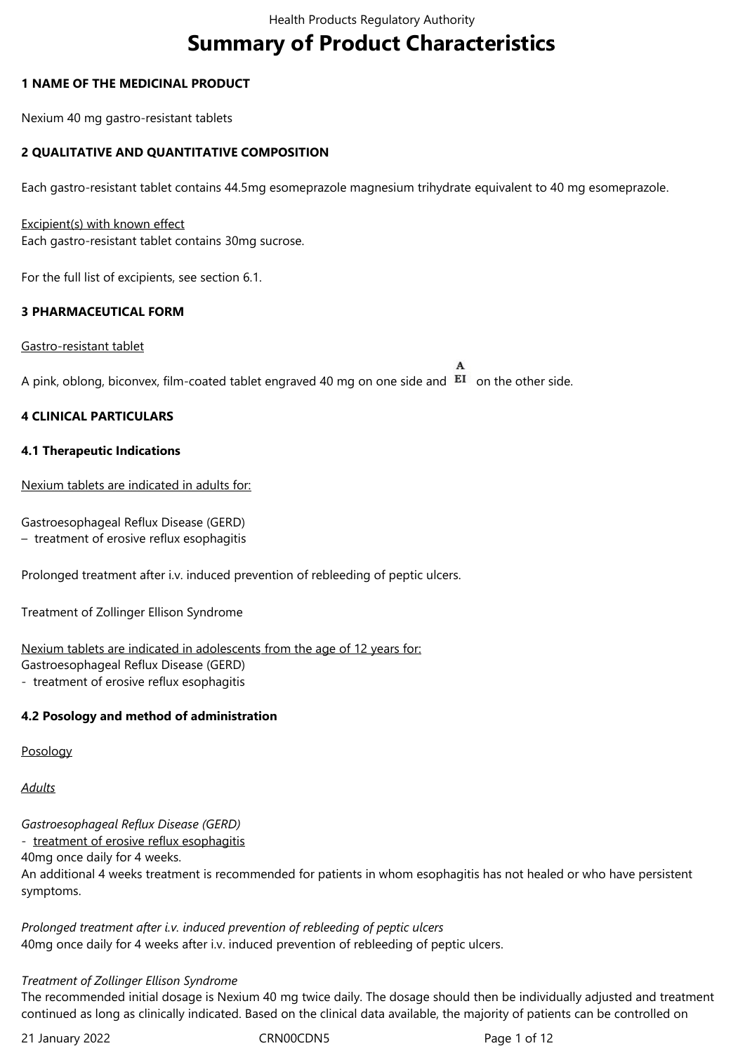# Summary of Product Characteristics

## 1 NAME OF THE MEDICINAL PRODUCT

Nexium 40 mg gastro-resistant tablets

## 2 QUALITATIVE AND QUANTITATIVE COMPOSITION

Each gastro-resistant tablet contains 44.5mg esomeprazole magnesium trihydrate equivalent to 40 mg esomeprazole.

Excipient(s) with known effect
Each gastro-resistant tablet contains 30mg sucrose.

For the full list of excipients, see section 6.1.

## 3 PHARMACEUTICAL FORM

Gastro-resistant tablet

A pink, oblong, biconvex, film-coated tablet engraved 40 mg on one side and A/EI on the other side.

## 4 CLINICAL PARTICULARS

### 4.1 Therapeutic Indications

Nexium tablets are indicated in adults for:

Gastroesophageal Reflux Disease (GERD)
– treatment of erosive reflux esophagitis

Prolonged treatment after i.v. induced prevention of rebleeding of peptic ulcers.

Treatment of Zollinger Ellison Syndrome

Nexium tablets are indicated in adolescents from the age of 12 years for:
Gastroesophageal Reflux Disease (GERD)
- treatment of erosive reflux esophagitis

### 4.2 Posology and method of administration

Posology

*Adults*

*Gastroesophageal Reflux Disease (GERD)*
- treatment of erosive reflux esophagitis
40mg once daily for 4 weeks.
An additional 4 weeks treatment is recommended for patients in whom esophagitis has not healed or who have persistent symptoms.

*Prolonged treatment after i.v. induced prevention of rebleeding of peptic ulcers*
40mg once daily for 4 weeks after i.v. induced prevention of rebleeding of peptic ulcers.

*Treatment of Zollinger Ellison Syndrome*
The recommended initial dosage is Nexium 40 mg twice daily. The dosage should then be individually adjusted and treatment continued as long as clinically indicated. Based on the clinical data available, the majority of patients can be controlled on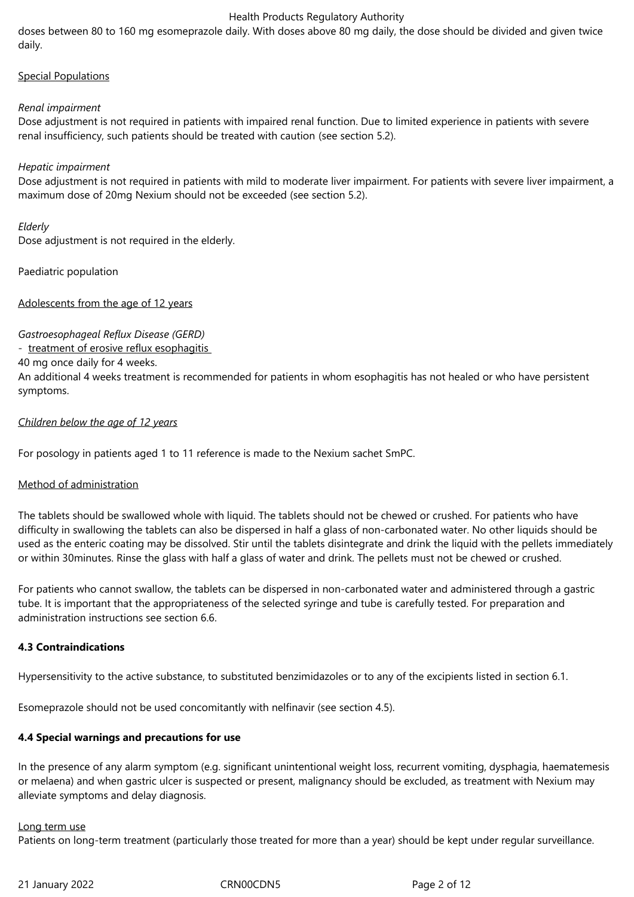doses between 80 to 160 mg esomeprazole daily. With doses above 80 mg daily, the dose should be divided and given twice daily.

Special Populations

*Renal impairment*
Dose adjustment is not required in patients with impaired renal function. Due to limited experience in patients with severe renal insufficiency, such patients should be treated with caution (see section 5.2).

*Hepatic impairment*
Dose adjustment is not required in patients with mild to moderate liver impairment. For patients with severe liver impairment, a maximum dose of 20mg Nexium should not be exceeded (see section 5.2).

*Elderly*
Dose adjustment is not required in the elderly.

Paediatric population

Adolescents from the age of 12 years

*Gastroesophageal Reflux Disease (GERD)*
- treatment of erosive reflux esophagitis
40 mg once daily for 4 weeks.
An additional 4 weeks treatment is recommended for patients in whom esophagitis has not healed or who have persistent symptoms.

*Children below the age of 12 years*

For posology in patients aged 1 to 11 reference is made to the Nexium sachet SmPC.

Method of administration

The tablets should be swallowed whole with liquid. The tablets should not be chewed or crushed. For patients who have difficulty in swallowing the tablets can also be dispersed in half a glass of non-carbonated water. No other liquids should be used as the enteric coating may be dissolved. Stir until the tablets disintegrate and drink the liquid with the pellets immediately or within 30minutes. Rinse the glass with half a glass of water and drink. The pellets must not be chewed or crushed.

For patients who cannot swallow, the tablets can be dispersed in non-carbonated water and administered through a gastric tube. It is important that the appropriateness of the selected syringe and tube is carefully tested. For preparation and administration instructions see section 6.6.

**4.3 Contraindications**

Hypersensitivity to the active substance, to substituted benzimidazoles or to any of the excipients listed in section 6.1.

Esomeprazole should not be used concomitantly with nelfinavir (see section 4.5).

**4.4 Special warnings and precautions for use**

In the presence of any alarm symptom (e.g. significant unintentional weight loss, recurrent vomiting, dysphagia, haematemesis or melaena) and when gastric ulcer is suspected or present, malignancy should be excluded, as treatment with Nexium may alleviate symptoms and delay diagnosis.

Long term use
Patients on long-term treatment (particularly those treated for more than a year) should be kept under regular surveillance.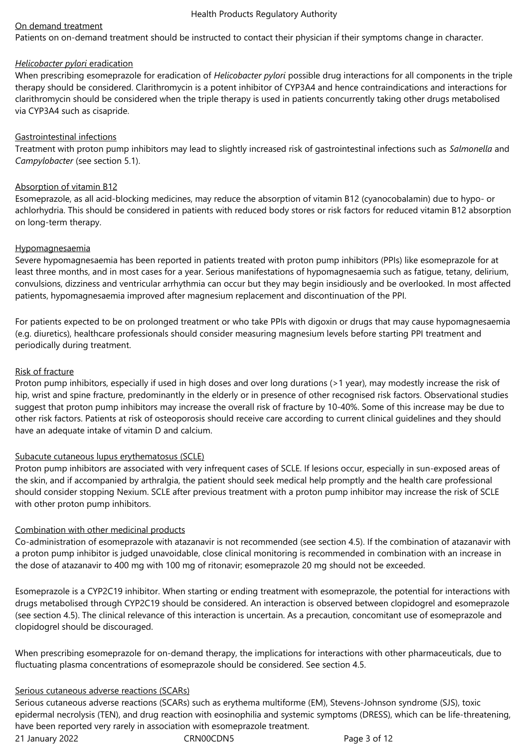On demand treatment

Patients on on-demand treatment should be instructed to contact their physician if their symptoms change in character.

*Helicobacter pylori* eradication

When prescribing esomeprazole for eradication of *Helicobacter pylori* possible drug interactions for all components in the triple therapy should be considered. Clarithromycin is a potent inhibitor of CYP3A4 and hence contraindications and interactions for clarithromycin should be considered when the triple therapy is used in patients concurrently taking other drugs metabolised via CYP3A4 such as cisapride.

Gastrointestinal infections

Treatment with proton pump inhibitors may lead to slightly increased risk of gastrointestinal infections such as *Salmonella* and *Campylobacter* (see section 5.1).

Absorption of vitamin B12

Esomeprazole, as all acid-blocking medicines, may reduce the absorption of vitamin B12 (cyanocobalamin) due to hypo- or achlorhydria. This should be considered in patients with reduced body stores or risk factors for reduced vitamin B12 absorption on long-term therapy.

Hypomagnesaemia

Severe hypomagnesaemia has been reported in patients treated with proton pump inhibitors (PPIs) like esomeprazole for at least three months, and in most cases for a year. Serious manifestations of hypomagnesaemia such as fatigue, tetany, delirium, convulsions, dizziness and ventricular arrhythmia can occur but they may begin insidiously and be overlooked. In most affected patients, hypomagnesaemia improved after magnesium replacement and discontinuation of the PPI.

For patients expected to be on prolonged treatment or who take PPIs with digoxin or drugs that may cause hypomagnesaemia (e.g. diuretics), healthcare professionals should consider measuring magnesium levels before starting PPI treatment and periodically during treatment.

Risk of fracture

Proton pump inhibitors, especially if used in high doses and over long durations (>1 year), may modestly increase the risk of hip, wrist and spine fracture, predominantly in the elderly or in presence of other recognised risk factors. Observational studies suggest that proton pump inhibitors may increase the overall risk of fracture by 10-40%. Some of this increase may be due to other risk factors. Patients at risk of osteoporosis should receive care according to current clinical guidelines and they should have an adequate intake of vitamin D and calcium.

Subacute cutaneous lupus erythematosus (SCLE)

Proton pump inhibitors are associated with very infrequent cases of SCLE. If lesions occur, especially in sun-exposed areas of the skin, and if accompanied by arthralgia, the patient should seek medical help promptly and the health care professional should consider stopping Nexium. SCLE after previous treatment with a proton pump inhibitor may increase the risk of SCLE with other proton pump inhibitors.

Combination with other medicinal products

Co-administration of esomeprazole with atazanavir is not recommended (see section 4.5). If the combination of atazanavir with a proton pump inhibitor is judged unavoidable, close clinical monitoring is recommended in combination with an increase in the dose of atazanavir to 400 mg with 100 mg of ritonavir; esomeprazole 20 mg should not be exceeded.

Esomeprazole is a CYP2C19 inhibitor. When starting or ending treatment with esomeprazole, the potential for interactions with drugs metabolised through CYP2C19 should be considered. An interaction is observed between clopidogrel and esomeprazole (see section 4.5). The clinical relevance of this interaction is uncertain. As a precaution, concomitant use of esomeprazole and clopidogrel should be discouraged.

When prescribing esomeprazole for on-demand therapy, the implications for interactions with other pharmaceuticals, due to fluctuating plasma concentrations of esomeprazole should be considered. See section 4.5.

Serious cutaneous adverse reactions (SCARs)

Serious cutaneous adverse reactions (SCARs) such as erythema multiforme (EM), Stevens-Johnson syndrome (SJS), toxic epidermal necrolysis (TEN), and drug reaction with eosinophilia and systemic symptoms (DRESS), which can be life-threatening, have been reported very rarely in association with esomeprazole treatment.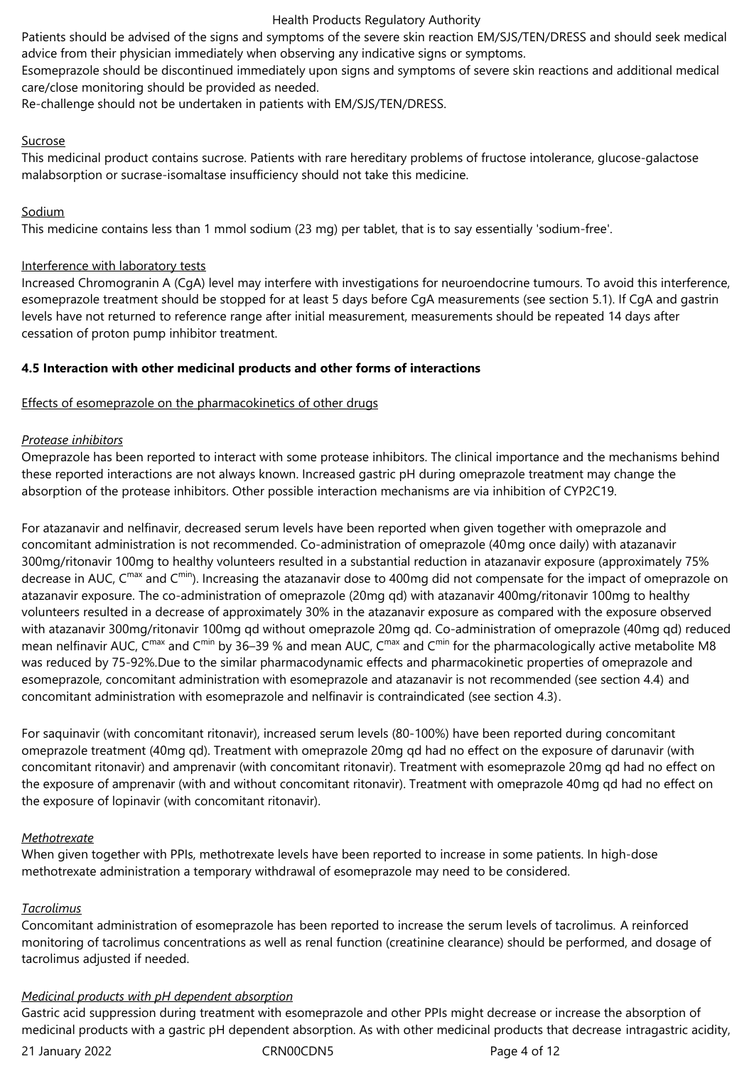Patients should be advised of the signs and symptoms of the severe skin reaction EM/SJS/TEN/DRESS and should seek medical advice from their physician immediately when observing any indicative signs or symptoms.
Esomeprazole should be discontinued immediately upon signs and symptoms of severe skin reactions and additional medical care/close monitoring should be provided as needed.
Re-challenge should not be undertaken in patients with EM/SJS/TEN/DRESS.

Sucrose
This medicinal product contains sucrose. Patients with rare hereditary problems of fructose intolerance, glucose-galactose malabsorption or sucrase-isomaltase insufficiency should not take this medicine.

Sodium
This medicine contains less than 1 mmol sodium (23 mg) per tablet, that is to say essentially 'sodium-free'.

Interference with laboratory tests
Increased Chromogranin A (CgA) level may interfere with investigations for neuroendocrine tumours. To avoid this interference, esomeprazole treatment should be stopped for at least 5 days before CgA measurements (see section 5.1). If CgA and gastrin levels have not returned to reference range after initial measurement, measurements should be repeated 14 days after cessation of proton pump inhibitor treatment.

**4.5 Interaction with other medicinal products and other forms of interactions**

Effects of esomeprazole on the pharmacokinetics of other drugs

*Protease inhibitors*
Omeprazole has been reported to interact with some protease inhibitors. The clinical importance and the mechanisms behind these reported interactions are not always known. Increased gastric pH during omeprazole treatment may change the absorption of the protease inhibitors. Other possible interaction mechanisms are via inhibition of CYP2C19.

For atazanavir and nelfinavir, decreased serum levels have been reported when given together with omeprazole and concomitant administration is not recommended. Co-administration of omeprazole (40mg once daily) with atazanavir 300mg/ritonavir 100mg to healthy volunteers resulted in a substantial reduction in atazanavir exposure (approximately 75% decrease in AUC, $C^{max}$ and $C^{min}$). Increasing the atazanavir dose to 400mg did not compensate for the impact of omeprazole on atazanavir exposure. The co-administration of omeprazole (20mg qd) with atazanavir 400mg/ritonavir 100mg to healthy volunteers resulted in a decrease of approximately 30% in the atazanavir exposure as compared with the exposure observed with atazanavir 300mg/ritonavir 100mg qd without omeprazole 20mg qd. Co-administration of omeprazole (40mg qd) reduced mean nelfinavir AUC, $C^{max}$ and $C^{min}$ by 36–39 % and mean AUC, $C^{max}$ and $C^{min}$ for the pharmacologically active metabolite M8 was reduced by 75-92%.Due to the similar pharmacodynamic effects and pharmacokinetic properties of omeprazole and esomeprazole, concomitant administration with esomeprazole and atazanavir is not recommended (see section 4.4) and concomitant administration with esomeprazole and nelfinavir is contraindicated (see section 4.3).

For saquinavir (with concomitant ritonavir), increased serum levels (80-100%) have been reported during concomitant omeprazole treatment (40mg qd). Treatment with omeprazole 20mg qd had no effect on the exposure of darunavir (with concomitant ritonavir) and amprenavir (with concomitant ritonavir). Treatment with esomeprazole 20mg qd had no effect on the exposure of amprenavir (with and without concomitant ritonavir). Treatment with omeprazole 40mg qd had no effect on the exposure of lopinavir (with concomitant ritonavir).

*Methotrexate*
When given together with PPIs, methotrexate levels have been reported to increase in some patients. In high-dose methotrexate administration a temporary withdrawal of esomeprazole may need to be considered.

*Tacrolimus*
Concomitant administration of esomeprazole has been reported to increase the serum levels of tacrolimus. A reinforced monitoring of tacrolimus concentrations as well as renal function (creatinine clearance) should be performed, and dosage of tacrolimus adjusted if needed.

*Medicinal products with pH dependent absorption*
Gastric acid suppression during treatment with esomeprazole and other PPIs might decrease or increase the absorption of medicinal products with a gastric pH dependent absorption. As with other medicinal products that decrease intragastric acidity,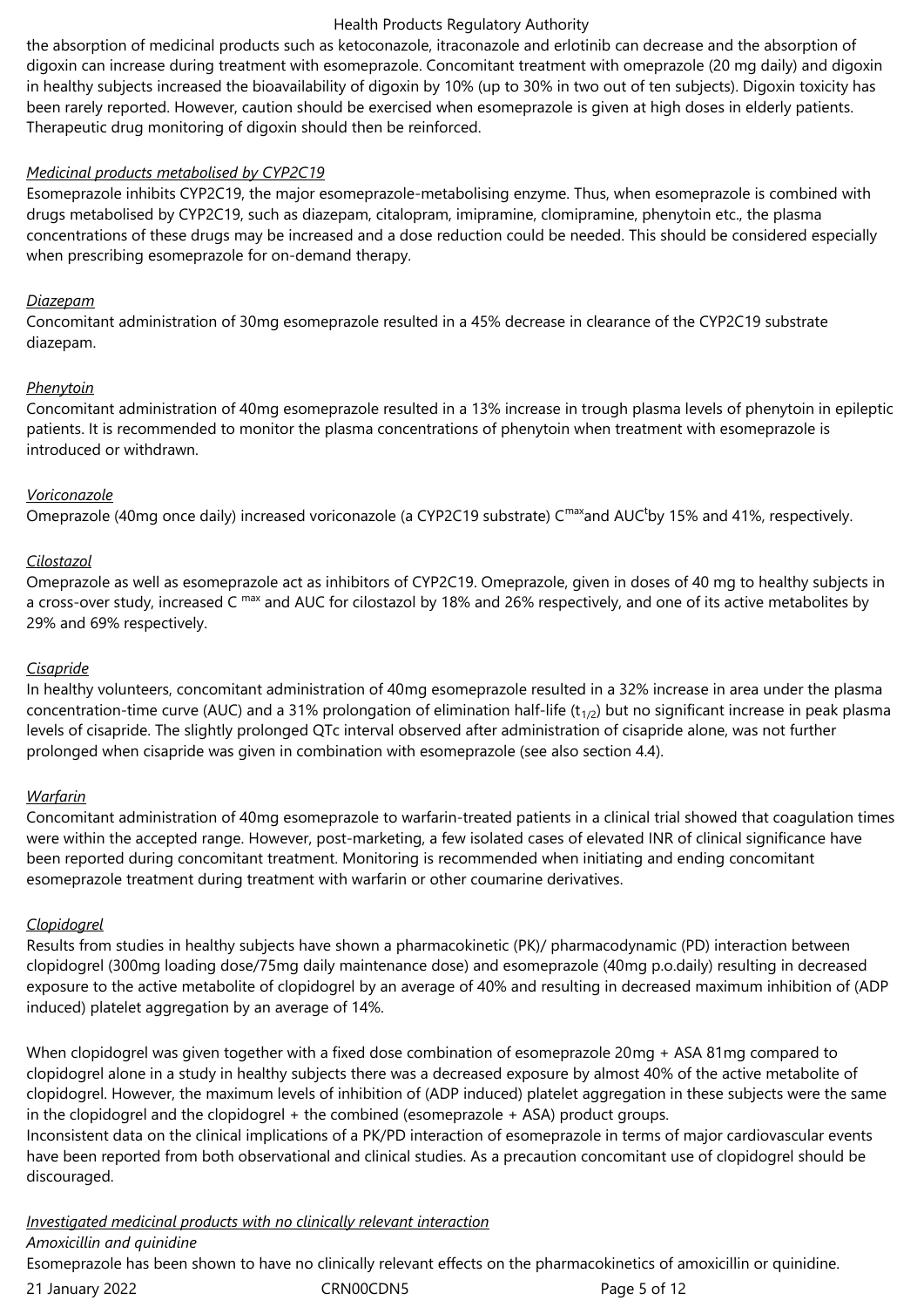the absorption of medicinal products such as ketoconazole, itraconazole and erlotinib can decrease and the absorption of digoxin can increase during treatment with esomeprazole. Concomitant treatment with omeprazole (20 mg daily) and digoxin in healthy subjects increased the bioavailability of digoxin by 10% (up to 30% in two out of ten subjects). Digoxin toxicity has been rarely reported. However, caution should be exercised when esomeprazole is given at high doses in elderly patients. Therapeutic drug monitoring of digoxin should then be reinforced.

*Medicinal products metabolised by CYP2C19*

Esomeprazole inhibits CYP2C19, the major esomeprazole-metabolising enzyme. Thus, when esomeprazole is combined with drugs metabolised by CYP2C19, such as diazepam, citalopram, imipramine, clomipramine, phenytoin etc., the plasma concentrations of these drugs may be increased and a dose reduction could be needed. This should be considered especially when prescribing esomeprazole for on-demand therapy.

*Diazepam*

Concomitant administration of 30mg esomeprazole resulted in a 45% decrease in clearance of the CYP2C19 substrate diazepam.

*Phenytoin*

Concomitant administration of 40mg esomeprazole resulted in a 13% increase in trough plasma levels of phenytoin in epileptic patients. It is recommended to monitor the plasma concentrations of phenytoin when treatment with esomeprazole is introduced or withdrawn.

*Voriconazole*

Omeprazole (40mg once daily) increased voriconazole (a CYP2C19 substrate) $C^{max}$ and $AUC^{t}$ by 15% and 41%, respectively.

*Cilostazol*

Omeprazole as well as esomeprazole act as inhibitors of CYP2C19. Omeprazole, given in doses of 40 mg to healthy subjects in a cross-over study, increased $C^{max}$ and AUC for cilostazol by 18% and 26% respectively, and one of its active metabolites by 29% and 69% respectively.

*Cisapride*

In healthy volunteers, concomitant administration of 40mg esomeprazole resulted in a 32% increase in area under the plasma concentration-time curve (AUC) and a 31% prolongation of elimination half-life ($t_{1/2}$) but no significant increase in peak plasma levels of cisapride. The slightly prolonged QTc interval observed after administration of cisapride alone, was not further prolonged when cisapride was given in combination with esomeprazole (see also section 4.4).

*Warfarin*

Concomitant administration of 40mg esomeprazole to warfarin-treated patients in a clinical trial showed that coagulation times were within the accepted range. However, post-marketing, a few isolated cases of elevated INR of clinical significance have been reported during concomitant treatment. Monitoring is recommended when initiating and ending concomitant esomeprazole treatment during treatment with warfarin or other coumarine derivatives.

*Clopidogrel*

Results from studies in healthy subjects have shown a pharmacokinetic (PK)/ pharmacodynamic (PD) interaction between clopidogrel (300mg loading dose/75mg daily maintenance dose) and esomeprazole (40mg p.o.daily) resulting in decreased exposure to the active metabolite of clopidogrel by an average of 40% and resulting in decreased maximum inhibition of (ADP induced) platelet aggregation by an average of 14%.

When clopidogrel was given together with a fixed dose combination of esomeprazole 20mg + ASA 81mg compared to clopidogrel alone in a study in healthy subjects there was a decreased exposure by almost 40% of the active metabolite of clopidogrel. However, the maximum levels of inhibition of (ADP induced) platelet aggregation in these subjects were the same in the clopidogrel and the clopidogrel + the combined (esomeprazole + ASA) product groups.
Inconsistent data on the clinical implications of a PK/PD interaction of esomeprazole in terms of major cardiovascular events have been reported from both observational and clinical studies. As a precaution concomitant use of clopidogrel should be discouraged.

*Investigated medicinal products with no clinically relevant interaction*

*Amoxicillin and quinidine*

Esomeprazole has been shown to have no clinically relevant effects on the pharmacokinetics of amoxicillin or quinidine.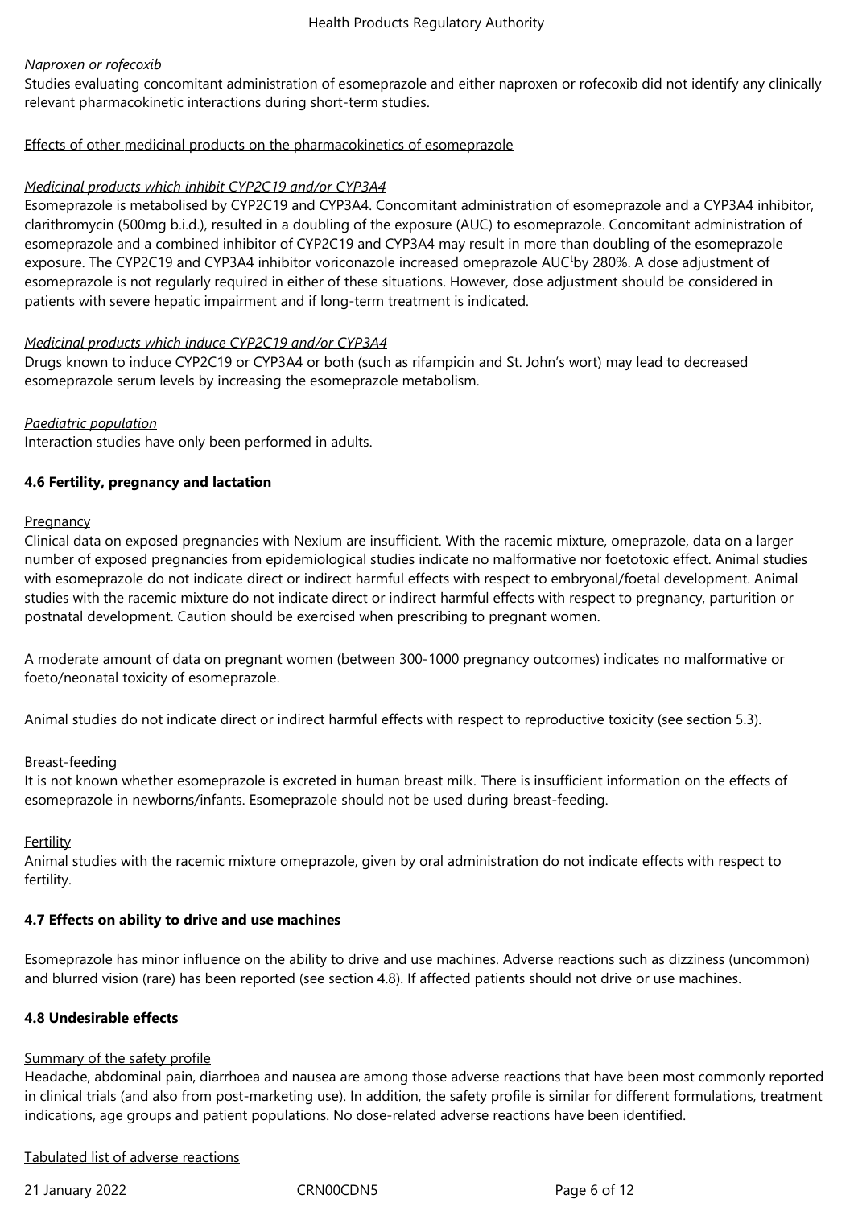*Naproxen or rofecoxib*

Studies evaluating concomitant administration of esomeprazole and either naproxen or rofecoxib did not identify any clinically relevant pharmacokinetic interactions during short-term studies.

Effects of other medicinal products on the pharmacokinetics of esomeprazole

*Medicinal products which inhibit CYP2C19 and/or CYP3A4*

Esomeprazole is metabolised by CYP2C19 and CYP3A4. Concomitant administration of esomeprazole and a CYP3A4 inhibitor, clarithromycin (500mg b.i.d.), resulted in a doubling of the exposure (AUC) to esomeprazole. Concomitant administration of esomeprazole and a combined inhibitor of CYP2C19 and CYP3A4 may result in more than doubling of the esomeprazole exposure. The CYP2C19 and CYP3A4 inhibitor voriconazole increased omeprazole $AUC_{\tau}$ by 280%. A dose adjustment of esomeprazole is not regularly required in either of these situations. However, dose adjustment should be considered in patients with severe hepatic impairment and if long-term treatment is indicated.

*Medicinal products which induce CYP2C19 and/or CYP3A4*

Drugs known to induce CYP2C19 or CYP3A4 or both (such as rifampicin and St. John's wort) may lead to decreased esomeprazole serum levels by increasing the esomeprazole metabolism.

*Paediatric population*

Interaction studies have only been performed in adults.

**4.6 Fertility, pregnancy and lactation**

Pregnancy

Clinical data on exposed pregnancies with Nexium are insufficient. With the racemic mixture, omeprazole, data on a larger number of exposed pregnancies from epidemiological studies indicate no malformative nor foetotoxic effect. Animal studies with esomeprazole do not indicate direct or indirect harmful effects with respect to embryonal/foetal development. Animal studies with the racemic mixture do not indicate direct or indirect harmful effects with respect to pregnancy, parturition or postnatal development. Caution should be exercised when prescribing to pregnant women.

A moderate amount of data on pregnant women (between 300-1000 pregnancy outcomes) indicates no malformative or foeto/neonatal toxicity of esomeprazole.

Animal studies do not indicate direct or indirect harmful effects with respect to reproductive toxicity (see section 5.3).

Breast-feeding

It is not known whether esomeprazole is excreted in human breast milk. There is insufficient information on the effects of esomeprazole in newborns/infants. Esomeprazole should not be used during breast-feeding.

Fertility

Animal studies with the racemic mixture omeprazole, given by oral administration do not indicate effects with respect to fertility.

**4.7 Effects on ability to drive and use machines**

Esomeprazole has minor influence on the ability to drive and use machines. Adverse reactions such as dizziness (uncommon) and blurred vision (rare) has been reported (see section 4.8). If affected patients should not drive or use machines.

**4.8 Undesirable effects**

Summary of the safety profile

Headache, abdominal pain, diarrhoea and nausea are among those adverse reactions that have been most commonly reported in clinical trials (and also from post-marketing use). In addition, the safety profile is similar for different formulations, treatment indications, age groups and patient populations. No dose-related adverse reactions have been identified.

Tabulated list of adverse reactions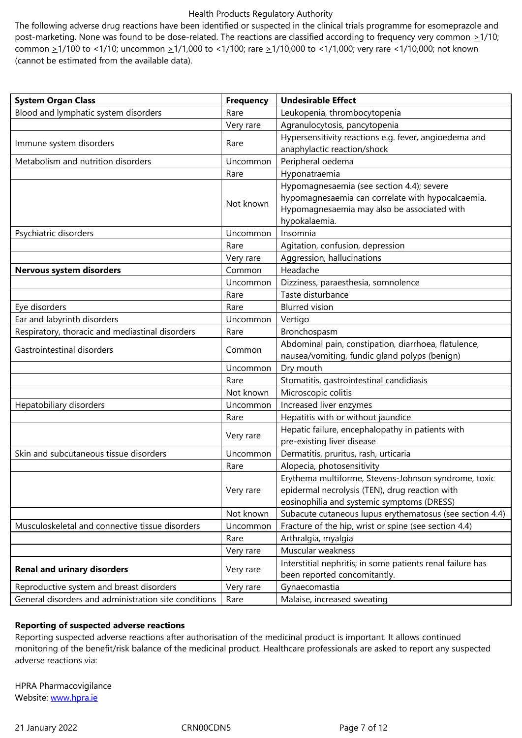The following adverse drug reactions have been identified or suspected in the clinical trials programme for esomeprazole and post-marketing. None was found to be dose-related. The reactions are classified according to frequency very common ≥1/10; common ≥1/100 to <1/10; uncommon ≥1/1,000 to <1/100; rare ≥1/10,000 to <1/1,000; very rare <1/10,000; not known (cannot be estimated from the available data).

| System Organ Class | Frequency | Undesirable Effect |
|---|---|---|
| Blood and lymphatic system disorders | Rare | Leukopenia, thrombocytopenia |
| | Very rare | Agranulocytosis, pancytopenia |
| Immune system disorders | Rare | Hypersensitivity reactions e.g. fever, angioedema and anaphylactic reaction/shock |
| Metabolism and nutrition disorders | Uncommon | Peripheral oedema |
| | Rare | Hyponatraemia |
| | Not known | Hypomagnesaemia (see section 4.4); severe hypomagnesaemia can correlate with hypocalcaemia. Hypomagnesaemia may also be associated with hypokalaemia. |
| Psychiatric disorders | Uncommon | Insomnia |
| | Rare | Agitation, confusion, depression |
| | Very rare | Aggression, hallucinations |
| **Nervous system disorders** | Common | Headache |
| | Uncommon | Dizziness, paraesthesia, somnolence |
| | Rare | Taste disturbance |
| Eye disorders | Rare | Blurred vision |
| Ear and labyrinth disorders | Uncommon | Vertigo |
| Respiratory, thoracic and mediastinal disorders | Rare | Bronchospasm |
| Gastrointestinal disorders | Common | Abdominal pain, constipation, diarrhoea, flatulence, nausea/vomiting, fundic gland polyps (benign) |
| | Uncommon | Dry mouth |
| | Rare | Stomatitis, gastrointestinal candidiasis |
| | Not known | Microscopic colitis |
| Hepatobiliary disorders | Uncommon | Increased liver enzymes |
| | Rare | Hepatitis with or without jaundice |
| | Very rare | Hepatic failure, encephalopathy in patients with pre-existing liver disease |
| Skin and subcutaneous tissue disorders | Uncommon | Dermatitis, pruritus, rash, urticaria |
| | Rare | Alopecia, photosensitivity |
| | Very rare | Erythema multiforme, Stevens-Johnson syndrome, toxic epidermal necrolysis (TEN), drug reaction with eosinophilia and systemic symptoms (DRESS) |
| | Not known | Subacute cutaneous lupus erythematosus (see section 4.4) |
| Musculoskeletal and connective tissue disorders | Uncommon | Fracture of the hip, wrist or spine (see section 4.4) |
| | Rare | Arthralgia, myalgia |
| | Very rare | Muscular weakness |
| **Renal and urinary disorders** | Very rare | Interstitial nephritis; in some patients renal failure has been reported concomitantly. |
| Reproductive system and breast disorders | Very rare | Gynaecomastia |
| General disorders and administration site conditions | Rare | Malaise, increased sweating |

**Reporting of suspected adverse reactions**

Reporting suspected adverse reactions after authorisation of the medicinal product is important. It allows continued monitoring of the benefit/risk balance of the medicinal product. Healthcare professionals are asked to report any suspected adverse reactions via:

HPRA Pharmacovigilance
Website: www.hpra.ie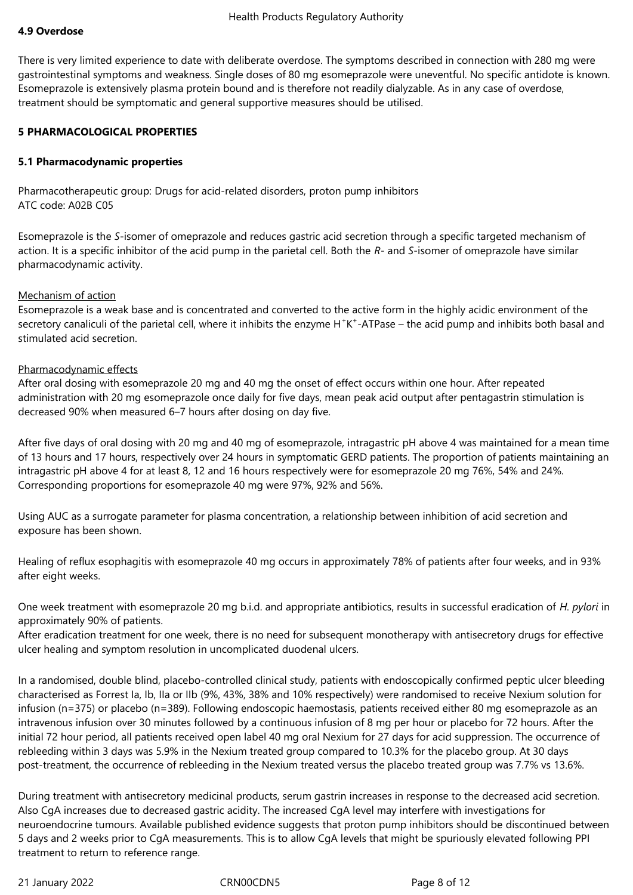#### 4.9 Overdose

There is very limited experience to date with deliberate overdose. The symptoms described in connection with 280 mg were gastrointestinal symptoms and weakness. Single doses of 80 mg esomeprazole were uneventful. No specific antidote is known. Esomeprazole is extensively plasma protein bound and is therefore not readily dialyzable. As in any case of overdose, treatment should be symptomatic and general supportive measures should be utilised.

## 5 PHARMACOLOGICAL PROPERTIES

#### 5.1 Pharmacodynamic properties

Pharmacotherapeutic group: Drugs for acid-related disorders, proton pump inhibitors
ATC code: A02B C05

Esomeprazole is the *S*-isomer of omeprazole and reduces gastric acid secretion through a specific targeted mechanism of action. It is a specific inhibitor of the acid pump in the parietal cell. Both the *R*- and *S*-isomer of omeprazole have similar pharmacodynamic activity.

Mechanism of action
Esomeprazole is a weak base and is concentrated and converted to the active form in the highly acidic environment of the secretory canaliculi of the parietal cell, where it inhibits the enzyme $H^+K^+$-ATPase – the acid pump and inhibits both basal and stimulated acid secretion.

Pharmacodynamic effects
After oral dosing with esomeprazole 20 mg and 40 mg the onset of effect occurs within one hour. After repeated administration with 20 mg esomeprazole once daily for five days, mean peak acid output after pentagastrin stimulation is decreased 90% when measured 6–7 hours after dosing on day five.

After five days of oral dosing with 20 mg and 40 mg of esomeprazole, intragastric pH above 4 was maintained for a mean time of 13 hours and 17 hours, respectively over 24 hours in symptomatic GERD patients. The proportion of patients maintaining an intragastric pH above 4 for at least 8, 12 and 16 hours respectively were for esomeprazole 20 mg 76%, 54% and 24%. Corresponding proportions for esomeprazole 40 mg were 97%, 92% and 56%.

Using AUC as a surrogate parameter for plasma concentration, a relationship between inhibition of acid secretion and exposure has been shown.

Healing of reflux esophagitis with esomeprazole 40 mg occurs in approximately 78% of patients after four weeks, and in 93% after eight weeks.

One week treatment with esomeprazole 20 mg b.i.d. and appropriate antibiotics, results in successful eradication of *H. pylori* in approximately 90% of patients.
After eradication treatment for one week, there is no need for subsequent monotherapy with antisecretory drugs for effective ulcer healing and symptom resolution in uncomplicated duodenal ulcers.

In a randomised, double blind, placebo-controlled clinical study, patients with endoscopically confirmed peptic ulcer bleeding characterised as Forrest Ia, Ib, IIa or IIb (9%, 43%, 38% and 10% respectively) were randomised to receive Nexium solution for infusion (n=375) or placebo (n=389). Following endoscopic haemostasis, patients received either 80 mg esomeprazole as an intravenous infusion over 30 minutes followed by a continuous infusion of 8 mg per hour or placebo for 72 hours. After the initial 72 hour period, all patients received open label 40 mg oral Nexium for 27 days for acid suppression. The occurrence of rebleeding within 3 days was 5.9% in the Nexium treated group compared to 10.3% for the placebo group. At 30 days post-treatment, the occurrence of rebleeding in the Nexium treated versus the placebo treated group was 7.7% vs 13.6%.

During treatment with antisecretory medicinal products, serum gastrin increases in response to the decreased acid secretion. Also CgA increases due to decreased gastric acidity. The increased CgA level may interfere with investigations for neuroendocrine tumours. Available published evidence suggests that proton pump inhibitors should be discontinued between 5 days and 2 weeks prior to CgA measurements. This is to allow CgA levels that might be spuriously elevated following PPI treatment to return to reference range.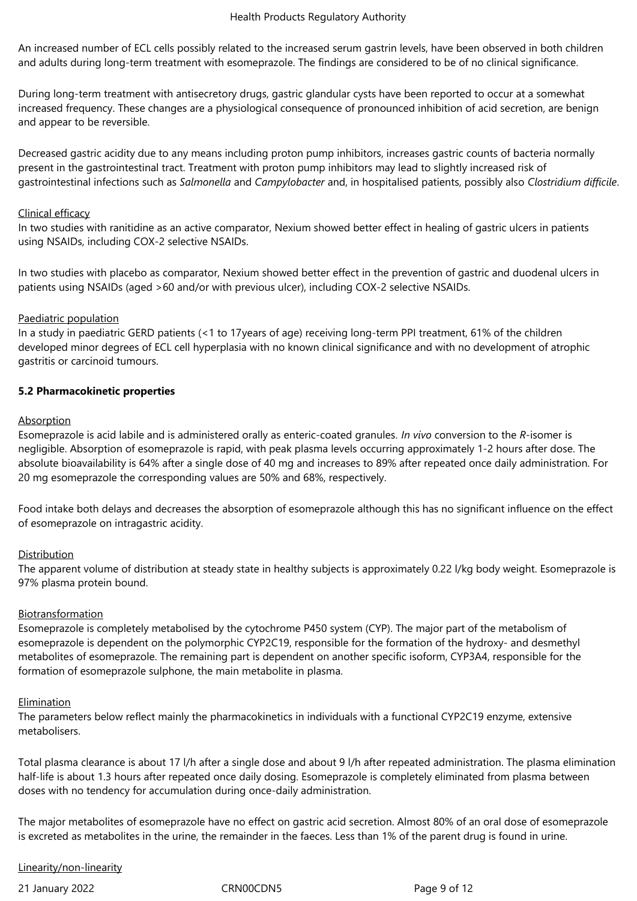An increased number of ECL cells possibly related to the increased serum gastrin levels, have been observed in both children and adults during long-term treatment with esomeprazole. The findings are considered to be of no clinical significance.

During long-term treatment with antisecretory drugs, gastric glandular cysts have been reported to occur at a somewhat increased frequency. These changes are a physiological consequence of pronounced inhibition of acid secretion, are benign and appear to be reversible.

Decreased gastric acidity due to any means including proton pump inhibitors, increases gastric counts of bacteria normally present in the gastrointestinal tract. Treatment with proton pump inhibitors may lead to slightly increased risk of gastrointestinal infections such as *Salmonella* and *Campylobacter* and, in hospitalised patients, possibly also *Clostridium difficile*.

Clinical efficacy

In two studies with ranitidine as an active comparator, Nexium showed better effect in healing of gastric ulcers in patients using NSAIDs, including COX-2 selective NSAIDs.

In two studies with placebo as comparator, Nexium showed better effect in the prevention of gastric and duodenal ulcers in patients using NSAIDs (aged >60 and/or with previous ulcer), including COX-2 selective NSAIDs.

Paediatric population

In a study in paediatric GERD patients (<1 to 17years of age) receiving long-term PPI treatment, 61% of the children developed minor degrees of ECL cell hyperplasia with no known clinical significance and with no development of atrophic gastritis or carcinoid tumours.

**5.2 Pharmacokinetic properties**

Absorption

Esomeprazole is acid labile and is administered orally as enteric-coated granules. *In vivo* conversion to the *R*-isomer is negligible. Absorption of esomeprazole is rapid, with peak plasma levels occurring approximately 1-2 hours after dose. The absolute bioavailability is 64% after a single dose of 40 mg and increases to 89% after repeated once daily administration. For 20 mg esomeprazole the corresponding values are 50% and 68%, respectively.

Food intake both delays and decreases the absorption of esomeprazole although this has no significant influence on the effect of esomeprazole on intragastric acidity.

Distribution

The apparent volume of distribution at steady state in healthy subjects is approximately 0.22 l/kg body weight. Esomeprazole is 97% plasma protein bound.

Biotransformation

Esomeprazole is completely metabolised by the cytochrome P450 system (CYP). The major part of the metabolism of esomeprazole is dependent on the polymorphic CYP2C19, responsible for the formation of the hydroxy- and desmethyl metabolites of esomeprazole. The remaining part is dependent on another specific isoform, CYP3A4, responsible for the formation of esomeprazole sulphone, the main metabolite in plasma.

Elimination

The parameters below reflect mainly the pharmacokinetics in individuals with a functional CYP2C19 enzyme, extensive metabolisers.

Total plasma clearance is about 17 l/h after a single dose and about 9 l/h after repeated administration. The plasma elimination half-life is about 1.3 hours after repeated once daily dosing. Esomeprazole is completely eliminated from plasma between doses with no tendency for accumulation during once-daily administration.

The major metabolites of esomeprazole have no effect on gastric acid secretion. Almost 80% of an oral dose of esomeprazole is excreted as metabolites in the urine, the remainder in the faeces. Less than 1% of the parent drug is found in urine.

Linearity/non-linearity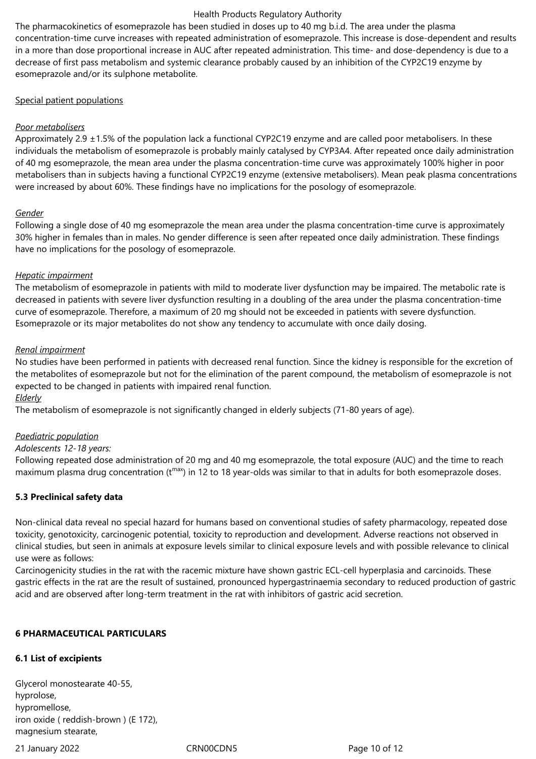The pharmacokinetics of esomeprazole has been studied in doses up to 40 mg b.i.d. The area under the plasma concentration-time curve increases with repeated administration of esomeprazole. This increase is dose-dependent and results in a more than dose proportional increase in AUC after repeated administration. This time- and dose-dependency is due to a decrease of first pass metabolism and systemic clearance probably caused by an inhibition of the CYP2C19 enzyme by esomeprazole and/or its sulphone metabolite.

Special patient populations

*Poor metabolisers*

Approximately 2.9 ±1.5% of the population lack a functional CYP2C19 enzyme and are called poor metabolisers. In these individuals the metabolism of esomeprazole is probably mainly catalysed by CYP3A4. After repeated once daily administration of 40 mg esomeprazole, the mean area under the plasma concentration-time curve was approximately 100% higher in poor metabolisers than in subjects having a functional CYP2C19 enzyme (extensive metabolisers). Mean peak plasma concentrations were increased by about 60%. These findings have no implications for the posology of esomeprazole.

*Gender*

Following a single dose of 40 mg esomeprazole the mean area under the plasma concentration-time curve is approximately 30% higher in females than in males. No gender difference is seen after repeated once daily administration. These findings have no implications for the posology of esomeprazole.

*Hepatic impairment*

The metabolism of esomeprazole in patients with mild to moderate liver dysfunction may be impaired. The metabolic rate is decreased in patients with severe liver dysfunction resulting in a doubling of the area under the plasma concentration-time curve of esomeprazole. Therefore, a maximum of 20 mg should not be exceeded in patients with severe dysfunction. Esomeprazole or its major metabolites do not show any tendency to accumulate with once daily dosing.

*Renal impairment*

No studies have been performed in patients with decreased renal function. Since the kidney is responsible for the excretion of the metabolites of esomeprazole but not for the elimination of the parent compound, the metabolism of esomeprazole is not expected to be changed in patients with impaired renal function.

*Elderly*

The metabolism of esomeprazole is not significantly changed in elderly subjects (71-80 years of age).

*Paediatric population*

*Adolescents 12-18 years:*

Following repeated dose administration of 20 mg and 40 mg esomeprazole, the total exposure (AUC) and the time to reach maximum plasma drug concentration ($t^{max}$) in 12 to 18 year-olds was similar to that in adults for both esomeprazole doses.

**5.3 Preclinical safety data**

Non-clinical data reveal no special hazard for humans based on conventional studies of safety pharmacology, repeated dose toxicity, genotoxicity, carcinogenic potential, toxicity to reproduction and development. Adverse reactions not observed in clinical studies, but seen in animals at exposure levels similar to clinical exposure levels and with possible relevance to clinical use were as follows:

Carcinogenicity studies in the rat with the racemic mixture have shown gastric ECL-cell hyperplasia and carcinoids. These gastric effects in the rat are the result of sustained, pronounced hypergastrinaemia secondary to reduced production of gastric acid and are observed after long-term treatment in the rat with inhibitors of gastric acid secretion.

**6 PHARMACEUTICAL PARTICULARS**

**6.1 List of excipients**

Glycerol monostearate 40-55,
hyprolose,
hypromellose,
iron oxide ( reddish-brown ) (E 172),
magnesium stearate,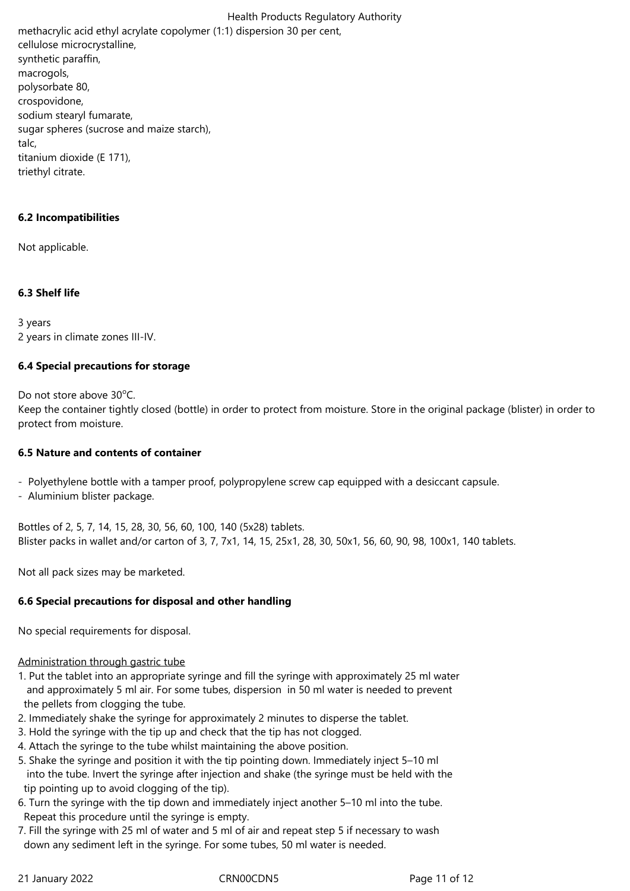methacrylic acid ethyl acrylate copolymer (1:1) dispersion 30 per cent,
cellulose microcrystalline,
synthetic paraffin,
macrogols,
polysorbate 80,
crospovidone,
sodium stearyl fumarate,
sugar spheres (sucrose and maize starch),
talc,
titanium dioxide (E 171),
triethyl citrate.

**6.2 Incompatibilities**

Not applicable.

**6.3 Shelf life**

3 years
2 years in climate zones III-IV.

**6.4 Special precautions for storage**

Do not store above 30°C.
Keep the container tightly closed (bottle) in order to protect from moisture. Store in the original package (blister) in order to protect from moisture.

**6.5 Nature and contents of container**

- Polyethylene bottle with a tamper proof, polypropylene screw cap equipped with a desiccant capsule.
- Aluminium blister package.

Bottles of 2, 5, 7, 14, 15, 28, 30, 56, 60, 100, 140 (5x28) tablets.
Blister packs in wallet and/or carton of 3, 7, 7x1, 14, 15, 25x1, 28, 30, 50x1, 56, 60, 90, 98, 100x1, 140 tablets.

Not all pack sizes may be marketed.

**6.6 Special precautions for disposal and other handling**

No special requirements for disposal.

Administration through gastric tube

1. Put the tablet into an appropriate syringe and fill the syringe with approximately 25 ml water and approximately 5 ml air. For some tubes, dispersion in 50 ml water is needed to prevent the pellets from clogging the tube.
2. Immediately shake the syringe for approximately 2 minutes to disperse the tablet.
3. Hold the syringe with the tip up and check that the tip has not clogged.
4. Attach the syringe to the tube whilst maintaining the above position.
5. Shake the syringe and position it with the tip pointing down. Immediately inject 5–10 ml into the tube. Invert the syringe after injection and shake (the syringe must be held with the tip pointing up to avoid clogging of the tip).
6. Turn the syringe with the tip down and immediately inject another 5–10 ml into the tube. Repeat this procedure until the syringe is empty.
7. Fill the syringe with 25 ml of water and 5 ml of air and repeat step 5 if necessary to wash down any sediment left in the syringe. For some tubes, 50 ml water is needed.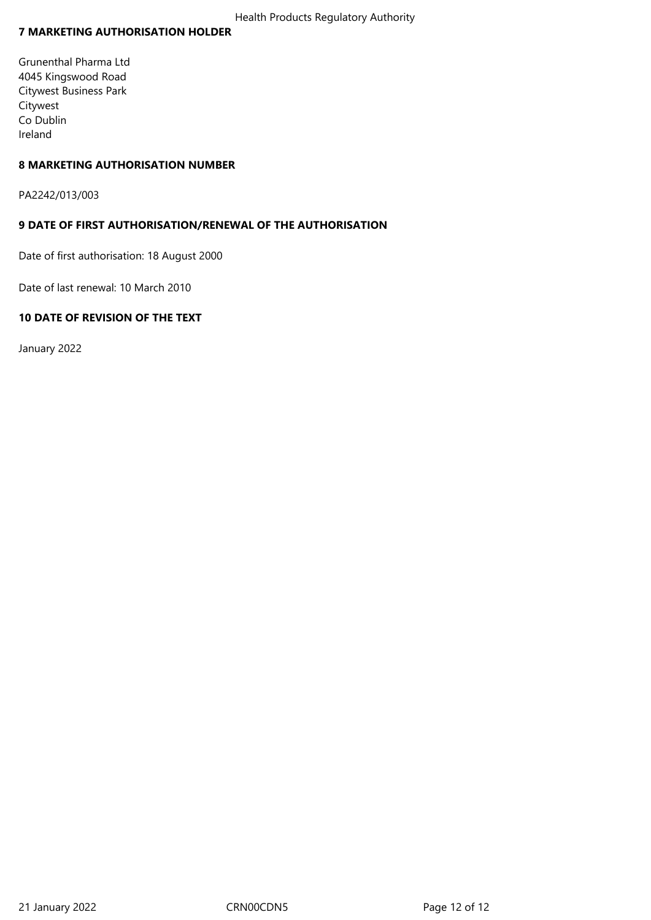## 7 MARKETING AUTHORISATION HOLDER

Grunenthal Pharma Ltd
4045 Kingswood Road
Citywest Business Park
Citywest
Co Dublin
Ireland

## 8 MARKETING AUTHORISATION NUMBER

PA2242/013/003

## 9 DATE OF FIRST AUTHORISATION/RENEWAL OF THE AUTHORISATION

Date of first authorisation: 18 August 2000

Date of last renewal: 10 March 2010

## 10 DATE OF REVISION OF THE TEXT

January 2022